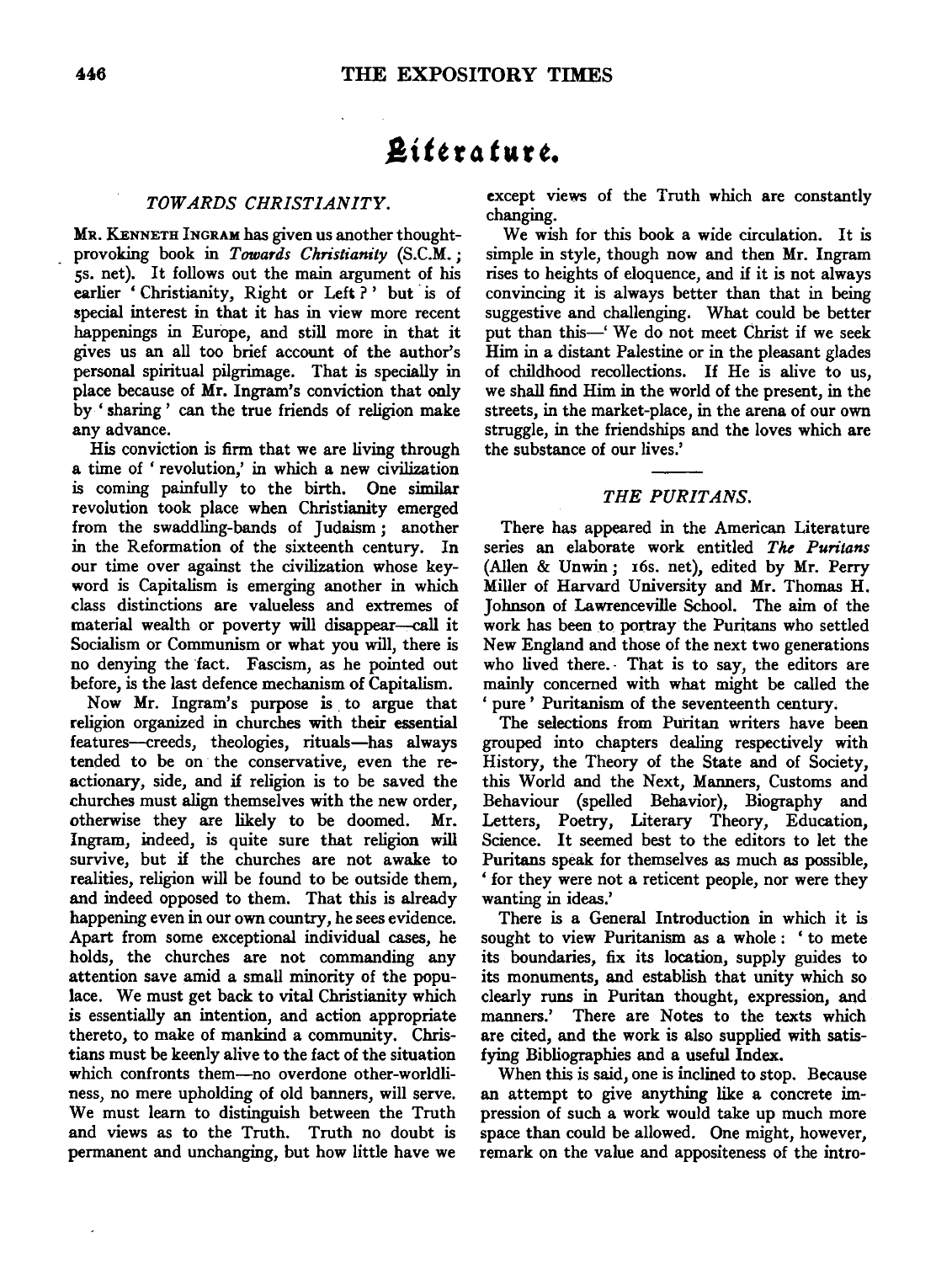# Literature.

## TOWARDS CHRISTIANITY.

Mr. Kenneth Ingram has given us another thought-provoking book in *Towards Christianity* (S.C.M.; 5s. net). It follows out the main argument of his earlier 'Christianity, Right or Left?' but is of special interest in that it has in view more recent happenings in Europe, and still more in that it gives us an all too brief account of the author's personal spiritual pilgrimage. That is specially in place because of Mr. Ingram's conviction that only by 'sharing' can the true friends of religion make any advance.

His conviction is firm that we are living through a time of 'revolution,' in which a new civilization is coming painfully to the birth. One similar revolution took place when Christianity emerged from the swaddling-bands of Judaism; another in the Reformation of the sixteenth century. In our time over against the civilization whose key-word is Capitalism is emerging another in which class distinctions are valueless and extremes of material wealth or poverty will disappear—call it Socialism or Communism or what you will, there is no denying the fact. Fascism, as he pointed out before, is the last defence mechanism of Capitalism.

Now Mr. Ingram's purpose is to argue that religion organized in churches with their essential features—creeds, theologies, rituals—has always tended to be on the conservative, even the reactionary, side, and if religion is to be saved the churches must align themselves with the new order, otherwise they are likely to be doomed. Mr. Ingram, indeed, is quite sure that religion will survive, but if the churches are not awake to realities, religion will be found to be outside them, and indeed opposed to them. That this is already happening even in our own country, he sees evidence. Apart from some exceptional individual cases, he holds, the churches are not commanding any attention save amid a small minority of the populace. We must get back to vital Christianity which is essentially an intention, and action appropriate thereto, to make of mankind a community. Christians must be keenly alive to the fact of the situation which confronts them—no overdone other-worldliness, no mere upholding of old banners, will serve. We must learn to distinguish between the Truth and views as to the Truth. Truth no doubt is permanent and unchanging, but how little have we except views of the Truth which are constantly changing.

We wish for this book a wide circulation. It is simple in style, though now and then Mr. Ingram rises to heights of eloquence, and if it is not always convincing it is always better than that in being suggestive and challenging. What could be better put than this—'We do not meet Christ if we seek Him in a distant Palestine or in the pleasant glades of childhood recollections. If He is alive to us, we shall find Him in the world of the present, in the streets, in the market-place, in the arena of our own struggle, in the friendships and the loves which are the substance of our lives.'

## THE PURITANS.

There has appeared in the American Literature series an elaborate work entitled *The Puritans* (Allen & Unwin; 16s. net), edited by Mr. Perry Miller of Harvard University and Mr. Thomas H. Johnson of Lawrenceville School. The aim of the work has been to portray the Puritans who settled New England and those of the next two generations who lived there. That is to say, the editors are mainly concerned with what might be called the 'pure' Puritanism of the seventeenth century.

The selections from Puritan writers have been grouped into chapters dealing respectively with History, the Theory of the State and of Society, this World and the Next, Manners, Customs and Behaviour (spelled Behavior), Biography and Letters, Poetry, Literary Theory, Education, Science. It seemed best to the editors to let the Puritans speak for themselves as much as possible, 'for they were not a reticent people, nor were they wanting in ideas.'

There is a General Introduction in which it is sought to view Puritanism as a whole: 'to mete its boundaries, fix its location, supply guides to its monuments, and establish that unity which so clearly runs in Puritan thought, expression, and manners.' There are Notes to the texts which are cited, and the work is also supplied with satisfying Bibliographies and a useful Index.

When this is said, one is inclined to stop. Because an attempt to give anything like a concrete impression of such a work would take up much more space than could be allowed. One might, however, remark on the value and appositeness of the intro-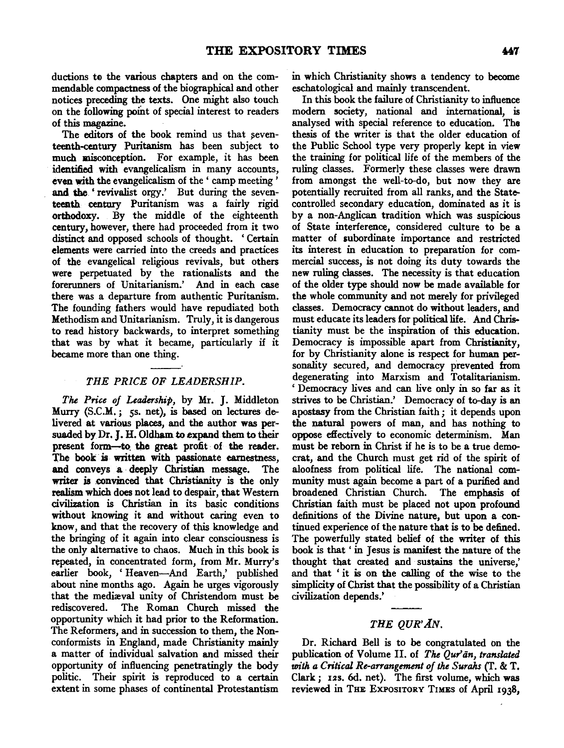ductions to the various chapters and on the commendable compactness of the biographical and other notices preceding the texts. One might also touch on the following point of special interest to readers of this magazine.

The editors of the book remind us that seventeenth-century Puritanism has been subject to much misconception. For example, it has been identified with evangelicalism in many accounts, even with the evangelicalism of the 'camp meeting' and the 'revivalist orgy.' But during the seventeenth century Puritanism was a fairly rigid orthodoxy. By the middle of the eighteenth century, however, there had proceeded from it two distinct and opposed schools of thought. 'Certain elements were carried into the creeds and practices of the evangelical religious revivals, but others were perpetuated by the rationalists and the forerunners of Unitarianism.' And in each case there was a departure from authentic Puritanism. The founding fathers would have repudiated both Methodism and Unitarianism. Truly, it is dangerous to read history backwards, to interpret something that was by what it became, particularly if it became more than one thing.

## *THE PRICE OF LEADERSHIP.*

*The Price of Leadership*, by Mr. J. Middleton Murry (S.C.M.; 5s. net), is based on lectures delivered at various places, and the author was persuaded by Dr. J. H. Oldham to expand them to their present form—to the great profit of the reader. The book is written with passionate earnestness, and conveys a deeply Christian message. The writer is convinced that Christianity is the only realism which does not lead to despair, that Western civilization is Christian in its basic conditions without knowing it and without caring even to know, and that the recovery of this knowledge and the bringing of it again into clear consciousness is the only alternative to chaos. Much in this book is repeated, in concentrated form, from Mr. Murry's earlier book, 'Heaven—And Earth,' published about nine months ago. Again he urges vigorously that the mediæval unity of Christendom must be rediscovered. The Roman Church missed the opportunity which it had prior to the Reformation. The Reformers, and in succession to them, the Nonconformists in England, made Christianity mainly a matter of individual salvation and missed their opportunity of influencing penetratingly the body politic. Their spirit is reproduced to a certain extent in some phases of continental Protestantism in which Christianity shows a tendency to become eschatological and mainly transcendent.

In this book the failure of Christianity to influence modern society, national and international, is analysed with special reference to education. The thesis of the writer is that the older education of the Public School type very properly kept in view the training for political life of the members of the ruling classes. Formerly these classes were drawn from amongst the well-to-do, but now they are potentially recruited from all ranks, and the State-controlled secondary education, dominated as it is by a non-Anglican tradition which was suspicious of State interference, considered culture to be a matter of subordinate importance and restricted its interest in education to preparation for commercial success, is not doing its duty towards the new ruling classes. The necessity is that education of the older type should now be made available for the whole community and not merely for privileged classes. Democracy cannot do without leaders, and must educate its leaders for political life. And Christianity must be the inspiration of this education. Democracy is impossible apart from Christianity, for by Christianity alone is respect for human personality secured, and democracy prevented from degenerating into Marxism and Totalitarianism. 'Democracy lives and can live only in so far as it strives to be Christian.' Democracy of to-day is an apostasy from the Christian faith; it depends upon the natural powers of man, and has nothing to oppose effectively to economic determinism. Man must be reborn in Christ if he is to be a true democrat, and the Church must get rid of the spirit of aloofness from political life. The national community must again become a part of a purified and broadened Christian Church. The emphasis of Christian faith must be placed not upon profound definitions of the Divine nature, but upon a continued experience of the nature that is to be defined. The powerfully stated belief of the writer of this book is that 'in Jesus is manifest the nature of the thought that created and sustains the universe,' and that 'it is on the calling of the wise to the simplicity of Christ that the possibility of a Christian civilization depends.'

## *THE QUR'ĀN.*

Dr. Richard Bell is to be congratulated on the publication of Volume II. of *The Qur'ān, translated with a Critical Re-arrangement of the Surahs* (T. & T. Clark; 12s. 6d. net). The first volume, which was reviewed in THE EXPOSITORY TIMES of April 1938,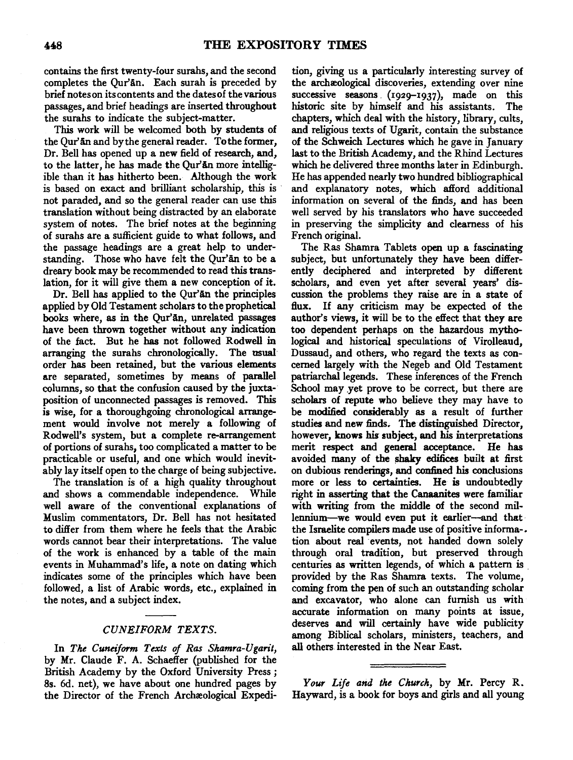contains the first twenty-four surahs, and the second completes the Qur'ān. Each surah is preceded by brief notes on its contents and the dates of the various passages, and brief headings are inserted throughout the surahs to indicate the subject-matter.

This work will be welcomed both by students of the Qur'ān and by the general reader. To the former, Dr. Bell has opened up a new field of research, and, to the latter, he has made the Qur'ān more intelligible than it has hitherto been. Although the work is based on exact and brilliant scholarship, this is not paraded, and so the general reader can use this translation without being distracted by an elaborate system of notes. The brief notes at the beginning of surahs are a sufficient guide to what follows, and the passage headings are a great help to understanding. Those who have felt the Qur'ān to be a dreary book may be recommended to read this translation, for it will give them a new conception of it.

Dr. Bell has applied to the Qur'ān the principles applied by Old Testament scholars to the prophetical books where, as in the Qur'ān, unrelated passages have been thrown together without any indication of the fact. But he has not followed Rodwell in arranging the surahs chronologically. The usual order has been retained, but the various elements are separated, sometimes by means of parallel columns, so that the confusion caused by the juxtaposition of unconnected passages is removed. This is wise, for a thoroughgoing chronological arrangement would involve not merely a following of Rodwell's system, but a complete re-arrangement of portions of surahs, too complicated a matter to be practicable or useful, and one which would inevitably lay itself open to the charge of being subjective.

The translation is of a high quality throughout and shows a commendable independence. While well aware of the conventional explanations of Muslim commentators, Dr. Bell has not hesitated to differ from them where he feels that the Arabic words cannot bear their interpretations. The value of the work is enhanced by a table of the main events in Muhammad's life, a note on dating which indicates some of the principles which have been followed, a list of Arabic words, etc., explained in the notes, and a subject index.

## *CUNEIFORM TEXTS.*

In *The Cuneiform Texts of Ras Shamra-Ugarit*, by Mr. Claude F. A. Schaeffer (published for the British Academy by the Oxford University Press; 8s. 6d. net), we have about one hundred pages by the Director of the French Archæological Expedition, giving us a particularly interesting survey of the archæological discoveries, extending over nine successive seasons (1929–1937), made on this historic site by himself and his assistants. The chapters, which deal with the history, library, cults, and religious texts of Ugarit, contain the substance of the Schweich Lectures which he gave in January last to the British Academy, and the Rhind Lectures which he delivered three months later in Edinburgh. He has appended nearly two hundred bibliographical and explanatory notes, which afford additional information on several of the finds, and has been well served by his translators who have succeeded in preserving the simplicity and clearness of his French original.

The Ras Shamra Tablets open up a fascinating subject, but unfortunately they have been differently deciphered and interpreted by different scholars, and even yet after several years' discussion the problems they raise are in a state of flux. If any criticism may be expected of the author's views, it will be to the effect that they are too dependent perhaps on the hazardous mythological and historical speculations of Virolleaud, Dussaud, and others, who regard the texts as concerned largely with the Negeb and Old Testament patriarchal legends. These inferences of the French School may yet prove to be correct, but there are scholars of repute who believe they may have to be modified considerably as a result of further studies and new finds. The distinguished Director, however, knows his subject, and his interpretations merit respect and general acceptance. He has avoided many of the shaky edifices built at first on dubious renderings, and confined his conclusions more or less to certainties. He is undoubtedly right in asserting that the Canaanites were familiar with writing from the middle of the second millennium—we would even put it earlier—and that the Israelite compilers made use of positive information about real events, not handed down solely through oral tradition, but preserved through centuries as written legends, of which a pattern is provided by the Ras Shamra texts. The volume, coming from the pen of such an outstanding scholar and excavator, who alone can furnish us with accurate information on many points at issue, deserves and will certainly have wide publicity among Biblical scholars, ministers, teachers, and all others interested in the Near East.

---

*Your Life and the Church*, by Mr. Percy R. Hayward, is a book for boys and girls and all young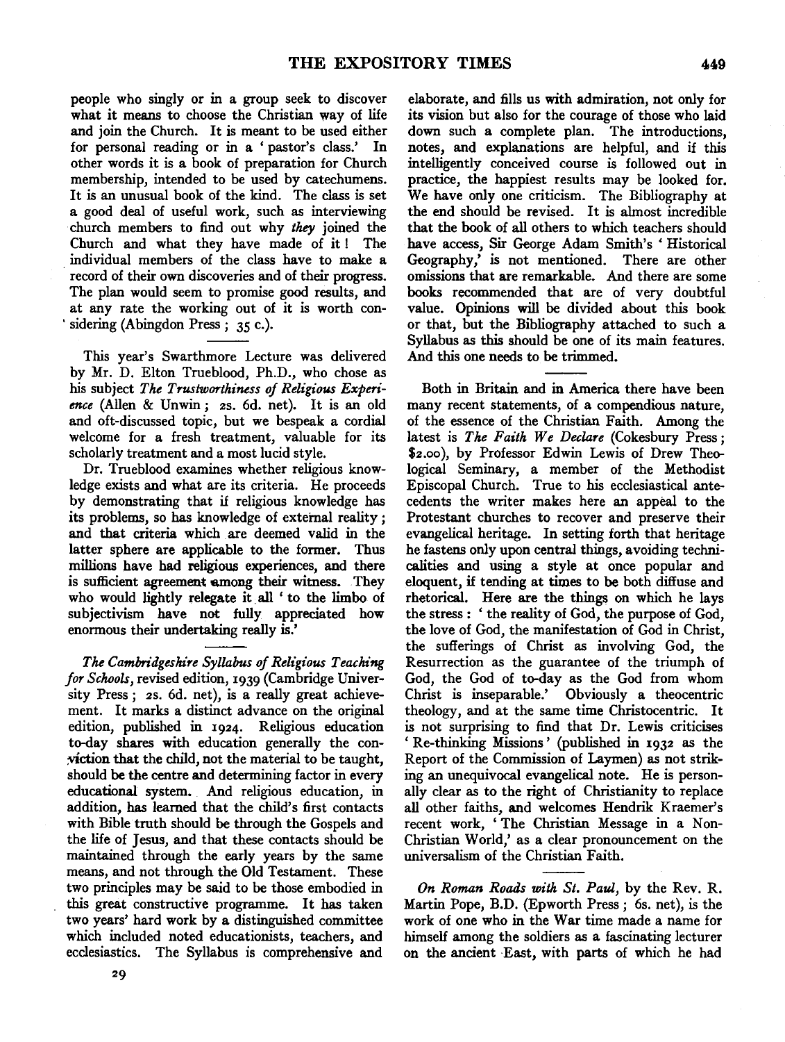people who singly or in a group seek to discover what it means to choose the Christian way of life and join the Church. It is meant to be used either for personal reading or in a 'pastor's class.' In other words it is a book of preparation for Church membership, intended to be used by catechumens. It is an unusual book of the kind. The class is set a good deal of useful work, such as interviewing church members to find out why *they* joined the Church and what they have made of it! The individual members of the class have to make a record of their own discoveries and of their progress. The plan would seem to promise good results, and at any rate the working out of it is worth considering (Abingdon Press; 35 c.).

---

This year's Swarthmore Lecture was delivered by Mr. D. Elton Trueblood, Ph.D., who chose as his subject *The Trustworthiness of Religious Experience* (Allen & Unwin; 2s. 6d. net). It is an old and oft-discussed topic, but we bespeak a cordial welcome for a fresh treatment, valuable for its scholarly treatment and a most lucid style.

Dr. Trueblood examines whether religious knowledge exists and what are its criteria. He proceeds by demonstrating that if religious knowledge has its problems, so has knowledge of external reality; and that criteria which are deemed valid in the latter sphere are applicable to the former. Thus millions have had religious experiences, and there is sufficient agreement among their witness. They who would lightly relegate it all 'to the limbo of subjectivism have not fully appreciated how enormous their undertaking really is.'

---

*The Cambridgeshire Syllabus of Religious Teaching for Schools*, revised edition, 1939 (Cambridge University Press; 2s. 6d. net), is a really great achievement. It marks a distinct advance on the original edition, published in 1924. Religious education to-day shares with education generally the conviction that the child, not the material to be taught, should be the centre and determining factor in every educational system. And religious education, in addition, has learned that the child's first contacts with Bible truth should be through the Gospels and the life of Jesus, and that these contacts should be maintained through the early years by the same means, and not through the Old Testament. These two principles may be said to be those embodied in this great constructive programme. It has taken two years' hard work by a distinguished committee which included noted educationists, teachers, and ecclesiastics. The Syllabus is comprehensive and elaborate, and fills us with admiration, not only for its vision but also for the courage of those who laid down such a complete plan. The introductions, notes, and explanations are helpful, and if this intelligently conceived course is followed out in practice, the happiest results may be looked for. We have only one criticism. The Bibliography at the end should be revised. It is almost incredible that the book of all others to which teachers should have access, Sir George Adam Smith's 'Historical Geography,' is not mentioned. There are other omissions that are remarkable. And there are some books recommended that are of very doubtful value. Opinions will be divided about this book or that, but the Bibliography attached to such a Syllabus as this should be one of its main features. And this one needs to be trimmed.

---

Both in Britain and in America there have been many recent statements, of a compendious nature, of the essence of the Christian Faith. Among the latest is *The Faith We Declare* (Cokesbury Press; $2.00), by Professor Edwin Lewis of Drew Theological Seminary, a member of the Methodist Episcopal Church. True to his ecclesiastical antecedents the writer makes here an appeal to the Protestant churches to recover and preserve their evangelical heritage. In setting forth that heritage he fastens only upon central things, avoiding technicalities and using a style at once popular and eloquent, if tending at times to be both diffuse and rhetorical. Here are the things on which he lays the stress: 'the reality of God, the purpose of God, the love of God, the manifestation of God in Christ, the sufferings of Christ as involving God, the Resurrection as the guarantee of the triumph of God, the God of to-day as the God from whom Christ is inseparable.' Obviously a theocentric theology, and at the same time Christocentric. It is not surprising to find that Dr. Lewis criticises 'Re-thinking Missions' (published in 1932 as the Report of the Commission of Laymen) as not striking an unequivocal evangelical note. He is personally clear as to the right of Christianity to replace all other faiths, and welcomes Hendrik Kraemer's recent work, 'The Christian Message in a Non-Christian World,' as a clear pronouncement on the universalism of the Christian Faith.

---

*On Roman Roads with St. Paul*, by the Rev. R. Martin Pope, B.D. (Epworth Press; 6s. net), is the work of one who in the War time made a name for himself among the soldiers as a fascinating lecturer on the ancient East, with parts of which he had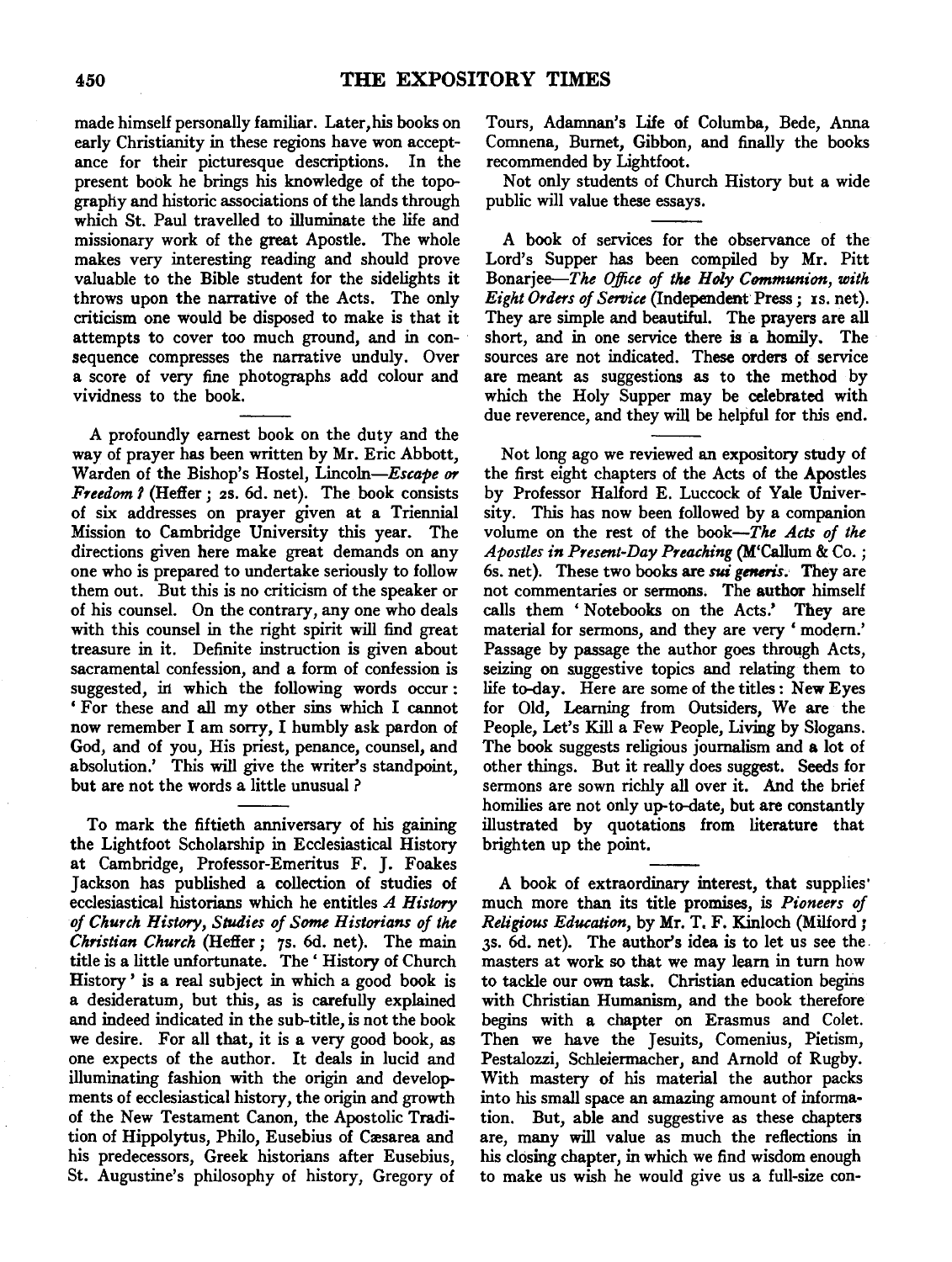made himself personally familiar. Later, his books on early Christianity in these regions have won acceptance for their picturesque descriptions. In the present book he brings his knowledge of the topography and historic associations of the lands through which St. Paul travelled to illuminate the life and missionary work of the great Apostle. The whole makes very interesting reading and should prove valuable to the Bible student for the sidelights it throws upon the narrative of the Acts. The only criticism one would be disposed to make is that it attempts to cover too much ground, and in consequence compresses the narrative unduly. Over a score of very fine photographs add colour and vividness to the book.

---

A profoundly earnest book on the duty and the way of prayer has been written by Mr. Eric Abbott, Warden of the Bishop's Hostel, Lincoln—*Escape or Freedom?* (Heffer; 2s. 6d. net). The book consists of six addresses on prayer given at a Triennial Mission to Cambridge University this year. The directions given here make great demands on any one who is prepared to undertake seriously to follow them out. But this is no criticism of the speaker or of his counsel. On the contrary, any one who deals with this counsel in the right spirit will find great treasure in it. Definite instruction is given about sacramental confession, and a form of confession is suggested, in which the following words occur: 'For these and all my other sins which I cannot now remember I am sorry, I humbly ask pardon of God, and of you, His priest, penance, counsel, and absolution.' This will give the writer's standpoint, but are not the words a little unusual?

---

To mark the fiftieth anniversary of his gaining the Lightfoot Scholarship in Ecclesiastical History at Cambridge, Professor-Emeritus F. J. Foakes Jackson has published a collection of studies of ecclesiastical historians which he entitles *A History of Church History, Studies of Some Historians of the Christian Church* (Heffer; 7s. 6d. net). The main title is a little unfortunate. The 'History of Church History' is a real subject in which a good book is a desideratum, but this, as is carefully explained and indeed indicated in the sub-title, is not the book we desire. For all that, it is a very good book, as one expects of the author. It deals in lucid and illuminating fashion with the origin and developments of ecclesiastical history, the origin and growth of the New Testament Canon, the Apostolic Tradition of Hippolytus, Philo, Eusebius of Cæsarea and his predecessors, Greek historians after Eusebius, St. Augustine's philosophy of history, Gregory of Tours, Adamnan's Life of Columba, Bede, Anna Comnena, Burnet, Gibbon, and finally the books recommended by Lightfoot.

Not only students of Church History but a wide public will value these essays.

---

A book of services for the observance of the Lord's Supper has been compiled by Mr. Pitt Bonarjee—*The Office of the Holy Communion, with Eight Orders of Service* (Independent Press; 1s. net). They are simple and beautiful. The prayers are all short, and in one service there is a homily. The sources are not indicated. These orders of service are meant as suggestions as to the method by which the Holy Supper may be celebrated with due reverence, and they will be helpful for this end.

---

Not long ago we reviewed an expository study of the first eight chapters of the Acts of the Apostles by Professor Halford E. Luccock of Yale University. This has now been followed by a companion volume on the rest of the book—*The Acts of the Apostles in Present-Day Preaching* (M'Callum & Co.; 6s. net). These two books are *sui generis*. They are not commentaries or sermons. The author himself calls them 'Notebooks on the Acts.' They are material for sermons, and they are very 'modern.' Passage by passage the author goes through Acts, seizing on suggestive topics and relating them to life to-day. Here are some of the titles: New Eyes for Old, Learning from Outsiders, We are the People, Let's Kill a Few People, Living by Slogans. The book suggests religious journalism and a lot of other things. But it really does suggest. Seeds for sermons are sown richly all over it. And the brief homilies are not only up-to-date, but are constantly illustrated by quotations from literature that brighten up the point.

---

A book of extraordinary interest, that supplies much more than its title promises, is *Pioneers of Religious Education*, by Mr. T. F. Kinloch (Milford; 3s. 6d. net). The author's idea is to let us see the masters at work so that we may learn in turn how to tackle our own task. Christian education begins with Christian Humanism, and the book therefore begins with a chapter on Erasmus and Colet. Then we have the Jesuits, Comenius, Pietism, Pestalozzi, Schleiermacher, and Arnold of Rugby. With mastery of his material the author packs into his small space an amazing amount of information. But, able and suggestive as these chapters are, many will value as much the reflections in his closing chapter, in which we find wisdom enough to make us wish he would give us a full-size con-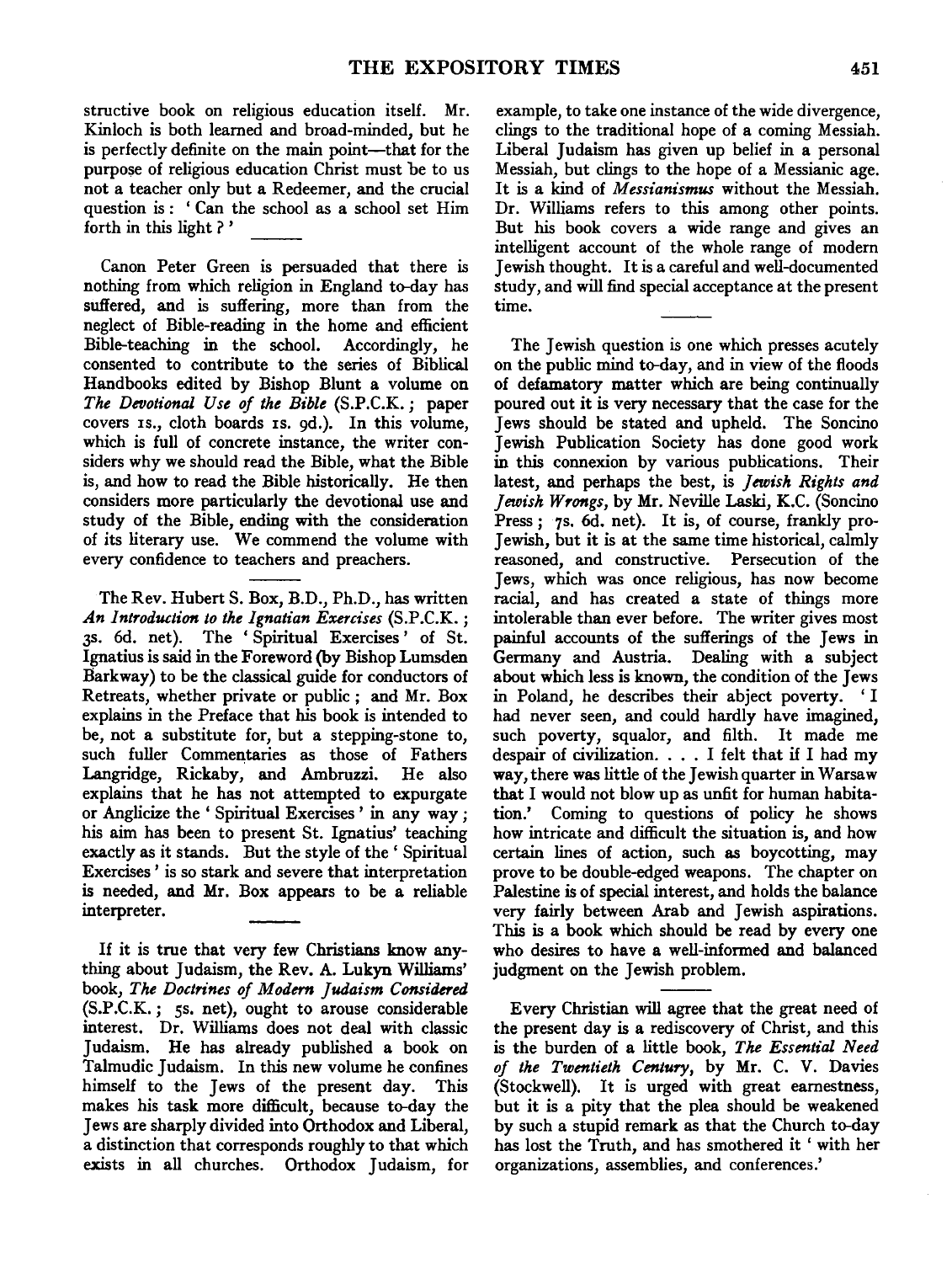structive book on religious education itself. Mr. Kinloch is both learned and broad-minded, but he is perfectly definite on the main point—that for the purpose of religious education Christ must be to us not a teacher only but a Redeemer, and the crucial question is: 'Can the school as a school set Him forth in this light?'

Canon Peter Green is persuaded that there is nothing from which religion in England to-day has suffered, and is suffering, more than from the neglect of Bible-reading in the home and efficient Bible-teaching in the school. Accordingly, he consented to contribute to the series of Biblical Handbooks edited by Bishop Blunt a volume on *The Devotional Use of the Bible* (S.P.C.K.; paper covers 1s., cloth boards 1s. 9d.). In this volume, which is full of concrete instance, the writer considers why we should read the Bible, what the Bible is, and how to read the Bible historically. He then considers more particularly the devotional use and study of the Bible, ending with the consideration of its literary use. We commend the volume with every confidence to teachers and preachers.

The Rev. Hubert S. Box, B.D., Ph.D., has written *An Introduction to the Ignatian Exercises* (S.P.C.K.; 3s. 6d. net). The 'Spiritual Exercises' of St. Ignatius is said in the Foreword (by Bishop Lumsden Barkway) to be the classical guide for conductors of Retreats, whether private or public; and Mr. Box explains in the Preface that his book is intended to be, not a substitute for, but a stepping-stone to, such fuller Commentaries as those of Fathers Langridge, Rickaby, and Ambruzzi. He also explains that he has not attempted to expurgate or Anglicize the 'Spiritual Exercises' in any way; his aim has been to present St. Ignatius' teaching exactly as it stands. But the style of the 'Spiritual Exercises' is so stark and severe that interpretation is needed, and Mr. Box appears to be a reliable interpreter.

If it is true that very few Christians know anything about Judaism, the Rev. A. Lukyn Williams' book, *The Doctrines of Modern Judaism Considered* (S.P.C.K.; 5s. net), ought to arouse considerable interest. Dr. Williams does not deal with classic Judaism. He has already published a book on Talmudic Judaism. In this new volume he confines himself to the Jews of the present day. This makes his task more difficult, because to-day the Jews are sharply divided into Orthodox and Liberal, a distinction that corresponds roughly to that which exists in all churches. Orthodox Judaism, for example, to take one instance of the wide divergence, clings to the traditional hope of a coming Messiah. Liberal Judaism has given up belief in a personal Messiah, but clings to the hope of a Messianic age. It is a kind of *Messianismus* without the Messiah. Dr. Williams refers to this among other points. But his book covers a wide range and gives an intelligent account of the whole range of modern Jewish thought. It is a careful and well-documented study, and will find special acceptance at the present time.

The Jewish question is one which presses acutely on the public mind to-day, and in view of the floods of defamatory matter which are being continually poured out it is very necessary that the case for the Jews should be stated and upheld. The Soncino Jewish Publication Society has done good work in this connexion by various publications. Their latest, and perhaps the best, is *Jewish Rights and Jewish Wrongs*, by Mr. Neville Laski, K.C. (Soncino Press; 7s. 6d. net). It is, of course, frankly pro-Jewish, but it is at the same time historical, calmly reasoned, and constructive. Persecution of the Jews, which was once religious, has now become racial, and has created a state of things more intolerable than ever before. The writer gives most painful accounts of the sufferings of the Jews in Germany and Austria. Dealing with a subject about which less is known, the condition of the Jews in Poland, he describes their abject poverty. 'I had never seen, and could hardly have imagined, such poverty, squalor, and filth. It made me despair of civilization. . . . I felt that if I had my way, there was little of the Jewish quarter in Warsaw that I would not blow up as unfit for human habitation.' Coming to questions of policy he shows how intricate and difficult the situation is, and how certain lines of action, such as boycotting, may prove to be double-edged weapons. The chapter on Palestine is of special interest, and holds the balance very fairly between Arab and Jewish aspirations. This is a book which should be read by every one who desires to have a well-informed and balanced judgment on the Jewish problem.

Every Christian will agree that the great need of the present day is a rediscovery of Christ, and this is the burden of a little book, *The Essential Need of the Twentieth Century*, by Mr. C. V. Davies (Stockwell). It is urged with great earnestness, but it is a pity that the plea should be weakened by such a stupid remark as that the Church to-day has lost the Truth, and has smothered it 'with her organizations, assemblies, and conferences.'